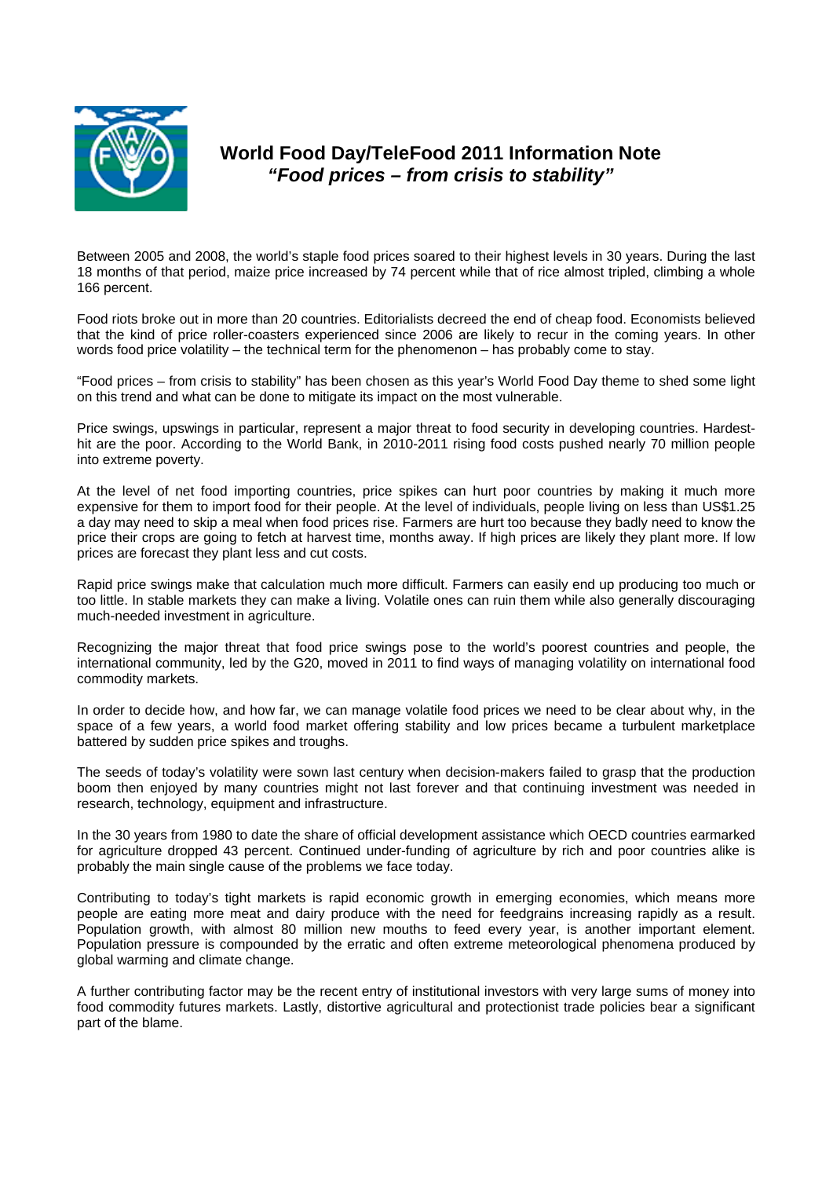# World Food Day/TeleFood 2011 Information Note
## *"Food prices – from crisis to stability"*

Between 2005 and 2008, the world's staple food prices soared to their highest levels in 30 years. During the last 18 months of that period, maize price increased by 74 percent while that of rice almost tripled, climbing a whole 166 percent.

Food riots broke out in more than 20 countries. Editorialists decreed the end of cheap food. Economists believed that the kind of price roller-coasters experienced since 2006 are likely to recur in the coming years. In other words food price volatility – the technical term for the phenomenon – has probably come to stay.

"Food prices – from crisis to stability" has been chosen as this year's World Food Day theme to shed some light on this trend and what can be done to mitigate its impact on the most vulnerable.

Price swings, upswings in particular, represent a major threat to food security in developing countries. Hardest-hit are the poor. According to the World Bank, in 2010-2011 rising food costs pushed nearly 70 million people into extreme poverty.

At the level of net food importing countries, price spikes can hurt poor countries by making it much more expensive for them to import food for their people. At the level of individuals, people living on less than US$1.25 a day may need to skip a meal when food prices rise. Farmers are hurt too because they badly need to know the price their crops are going to fetch at harvest time, months away. If high prices are likely they plant more. If low prices are forecast they plant less and cut costs.

Rapid price swings make that calculation much more difficult. Farmers can easily end up producing too much or too little. In stable markets they can make a living. Volatile ones can ruin them while also generally discouraging much-needed investment in agriculture.

Recognizing the major threat that food price swings pose to the world's poorest countries and people, the international community, led by the G20, moved in 2011 to find ways of managing volatility on international food commodity markets.

In order to decide how, and how far, we can manage volatile food prices we need to be clear about why, in the space of a few years, a world food market offering stability and low prices became a turbulent marketplace battered by sudden price spikes and troughs.

The seeds of today's volatility were sown last century when decision-makers failed to grasp that the production boom then enjoyed by many countries might not last forever and that continuing investment was needed in research, technology, equipment and infrastructure.

In the 30 years from 1980 to date the share of official development assistance which OECD countries earmarked for agriculture dropped 43 percent. Continued under-funding of agriculture by rich and poor countries alike is probably the main single cause of the problems we face today.

Contributing to today's tight markets is rapid economic growth in emerging economies, which means more people are eating more meat and dairy produce with the need for feedgrains increasing rapidly as a result. Population growth, with almost 80 million new mouths to feed every year, is another important element. Population pressure is compounded by the erratic and often extreme meteorological phenomena produced by global warming and climate change.

A further contributing factor may be the recent entry of institutional investors with very large sums of money into food commodity futures markets. Lastly, distortive agricultural and protectionist trade policies bear a significant part of the blame.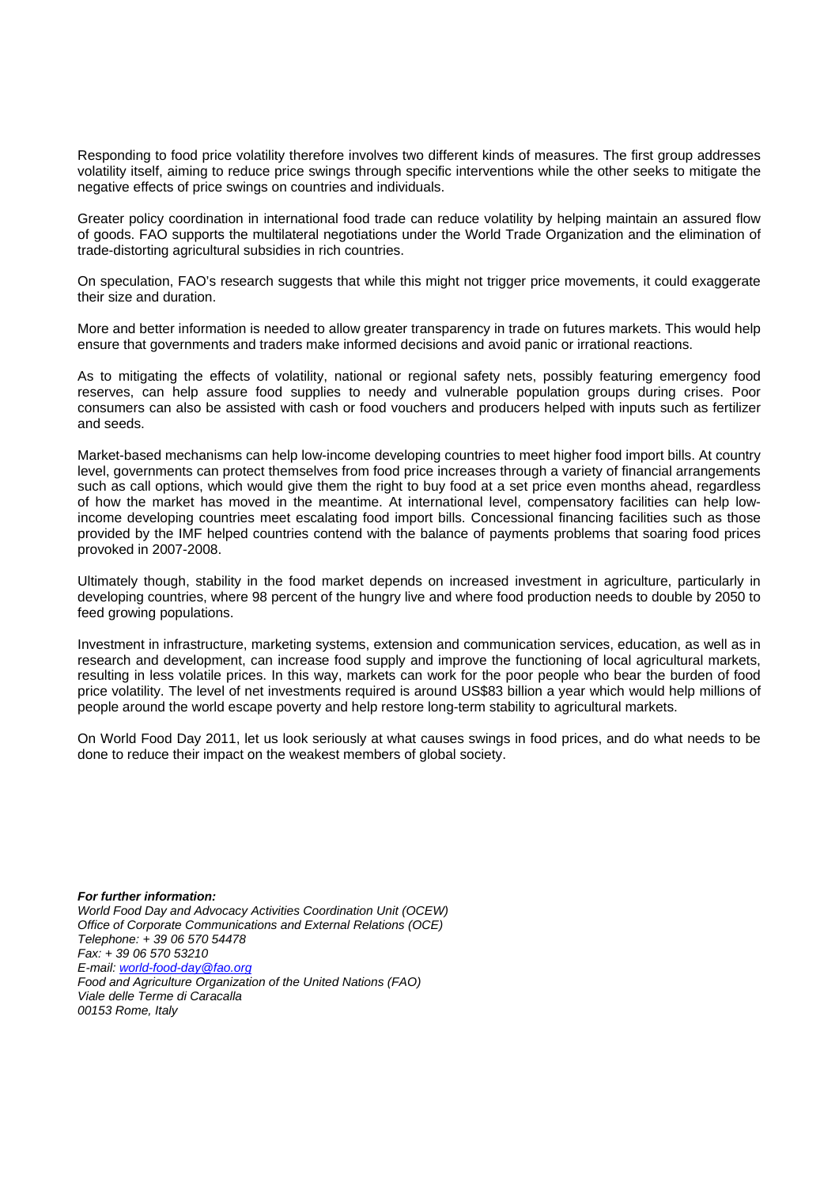Responding to food price volatility therefore involves two different kinds of measures. The first group addresses volatility itself, aiming to reduce price swings through specific interventions while the other seeks to mitigate the negative effects of price swings on countries and individuals.

Greater policy coordination in international food trade can reduce volatility by helping maintain an assured flow of goods. FAO supports the multilateral negotiations under the World Trade Organization and the elimination of trade-distorting agricultural subsidies in rich countries.

On speculation, FAO's research suggests that while this might not trigger price movements, it could exaggerate their size and duration.

More and better information is needed to allow greater transparency in trade on futures markets. This would help ensure that governments and traders make informed decisions and avoid panic or irrational reactions.

As to mitigating the effects of volatility, national or regional safety nets, possibly featuring emergency food reserves, can help assure food supplies to needy and vulnerable population groups during crises. Poor consumers can also be assisted with cash or food vouchers and producers helped with inputs such as fertilizer and seeds.

Market-based mechanisms can help low-income developing countries to meet higher food import bills. At country level, governments can protect themselves from food price increases through a variety of financial arrangements such as call options, which would give them the right to buy food at a set price even months ahead, regardless of how the market has moved in the meantime. At international level, compensatory facilities can help low-income developing countries meet escalating food import bills. Concessional financing facilities such as those provided by the IMF helped countries contend with the balance of payments problems that soaring food prices provoked in 2007-2008.

Ultimately though, stability in the food market depends on increased investment in agriculture, particularly in developing countries, where 98 percent of the hungry live and where food production needs to double by 2050 to feed growing populations.

Investment in infrastructure, marketing systems, extension and communication services, education, as well as in research and development, can increase food supply and improve the functioning of local agricultural markets, resulting in less volatile prices. In this way, markets can work for the poor people who bear the burden of food price volatility. The level of net investments required is around US$83 billion a year which would help millions of people around the world escape poverty and help restore long-term stability to agricultural markets.

On World Food Day 2011, let us look seriously at what causes swings in food prices, and do what needs to be done to reduce their impact on the weakest members of global society.

***For further information:***
*World Food Day and Advocacy Activities Coordination Unit (OCEW)*
*Office of Corporate Communications and External Relations (OCE)*
*Telephone: + 39 06 570 54478*
*Fax: + 39 06 570 53210*
*E-mail: world-food-day@fao.org*
*Food and Agriculture Organization of the United Nations (FAO)*
*Viale delle Terme di Caracalla*
*00153 Rome, Italy*